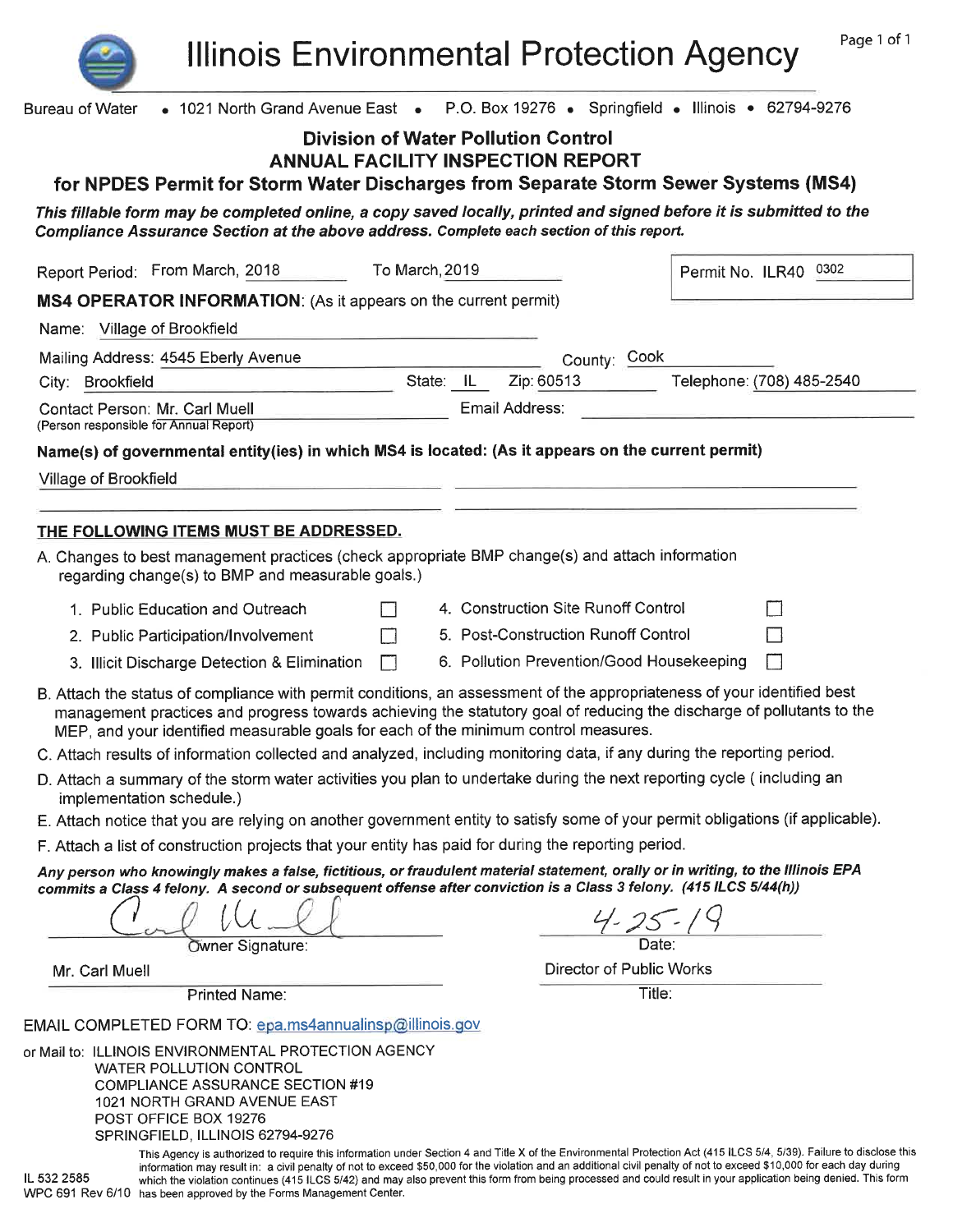# Illinois Environmental Protection Agency

Bureau of Water • 1021 North Grand Avenue East • P.O. Box 19276 • Springfield • Illinois • 62794-9276

## Division of Water Pollution Control
## ANNUAL FACILITY INSPECTION REPORT
## for NPDES Permit for Storm Water Discharges from Separate Storm Sewer Systems (MS4)

***This fillable form may be completed online, a copy saved locally, printed and signed before it is submitted to the Compliance Assurance Section at the above address. Complete each section of this report.***

Report Period: From March, 2018 To March, 2019

Permit No. ILR40 0302

**MS4 OPERATOR INFORMATION**: (As it appears on the current permit)

Name: Village of Brookfield

Mailing Address: 4545 Eberly Avenue County: Cook

City: Brookfield State: IL Zip: 60513 Telephone: (708) 485-2540

Contact Person: Mr. Carl Muell Email Address:
(Person responsible for Annual Report)

**Name(s) of governmental entity(ies) in which MS4 is located: (As it appears on the current permit)**

Village of Brookfield

**THE FOLLOWING ITEMS MUST BE ADDRESSED.**

A. Changes to best management practices (check appropriate BMP change(s) and attach information regarding change(s) to BMP and measurable goals.)

| | | | |
|---|---|---|---|
| 1. Public Education and Outreach | ☐ | 4. Construction Site Runoff Control | ☐ |
| 2. Public Participation/Involvement | ☐ | 5. Post-Construction Runoff Control | ☐ |
| 3. Illicit Discharge Detection & Elimination | ☐ | 6. Pollution Prevention/Good Housekeeping | ☐ |

B. Attach the status of compliance with permit conditions, an assessment of the appropriateness of your identified best management practices and progress towards achieving the statutory goal of reducing the discharge of pollutants to the MEP, and your identified measurable goals for each of the minimum control measures.

C. Attach results of information collected and analyzed, including monitoring data, if any during the reporting period.

D. Attach a summary of the storm water activities you plan to undertake during the next reporting cycle ( including an implementation schedule.)

E. Attach notice that you are relying on another government entity to satisfy some of your permit obligations (if applicable).

F. Attach a list of construction projects that your entity has paid for during the reporting period.

***Any person who knowingly makes a false, fictitious, or fraudulent material statement, orally or in writing, to the Illinois EPA commits a Class 4 felony. A second or subsequent offense after conviction is a Class 3 felony. (415 ILCS 5/44(h))***

[Signature] 4-25-19

Owner Signature: Date:

Mr. Carl Muell Director of Public Works

Printed Name: Title:

EMAIL COMPLETED FORM TO: epa.ms4annualinsp@illinois.gov

or Mail to: ILLINOIS ENVIRONMENTAL PROTECTION AGENCY
WATER POLLUTION CONTROL
COMPLIANCE ASSURANCE SECTION #19
1021 NORTH GRAND AVENUE EAST
POST OFFICE BOX 19276
SPRINGFIELD, ILLINOIS 62794-9276

IL 532 2585
WPC 691 Rev 6/10

This Agency is authorized to require this information under Section 4 and Title X of the Environmental Protection Act (415 ILCS 5/4, 5/39). Failure to disclose this information may result in: a civil penalty of not to exceed $50,000 for the violation and an additional civil penalty of not to exceed $10,000 for each day during which the violation continues (415 ILCS 5/42) and may also prevent this form from being processed and could result in your application being denied. This form has been approved by the Forms Management Center.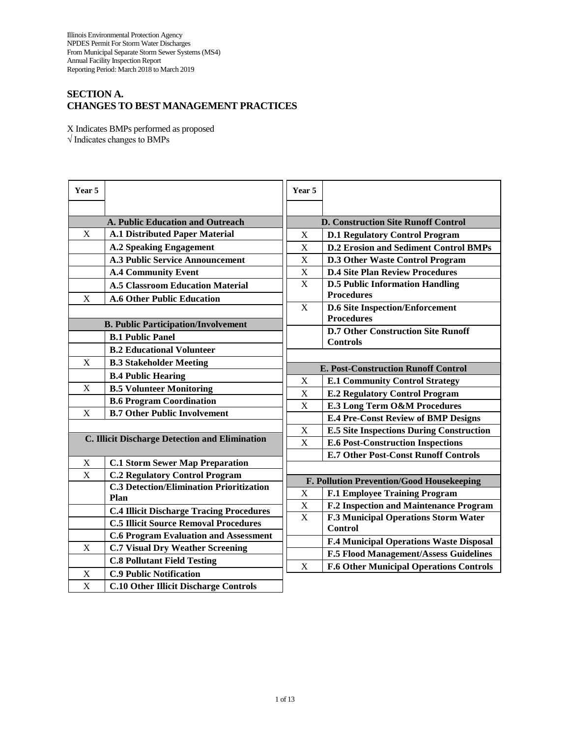Illinois Environmental Protection Agency
NPDES Permit For Storm Water Discharges
From Municipal Separate Storm Sewer Systems (MS4)
Annual Facility Inspection Report
Reporting Period: March 2018 to March 2019

## SECTION A.
## CHANGES TO BEST MANAGEMENT PRACTICES

X Indicates BMPs performed as proposed
√ Indicates changes to BMPs

| Year 5 | |
|---|---|
| | **A. Public Education and Outreach** |
| X | **A.1 Distributed Paper Material** |
| | **A.2 Speaking Engagement** |
| | **A.3 Public Service Announcement** |
| | **A.4 Community Event** |
| | **A.5 Classroom Education Material** |
| X | **A.6 Other Public Education** |
| | **B. Public Participation/Involvement** |
| | **B.1 Public Panel** |
| | **B.2 Educational Volunteer** |
| X | **B.3 Stakeholder Meeting** |
| | **B.4 Public Hearing** |
| X | **B.5 Volunteer Monitoring** |
| | **B.6 Program Coordination** |
| X | **B.7 Other Public Involvement** |
| | **C. Illicit Discharge Detection and Elimination** |
| X | **C.1 Storm Sewer Map Preparation** |
| X | **C.2 Regulatory Control Program** |
| | **C.3 Detection/Elimination Prioritization Plan** |
| | **C.4 Illicit Discharge Tracing Procedures** |
| | **C.5 Illicit Source Removal Procedures** |
| | **C.6 Program Evaluation and Assessment** |
| X | **C.7 Visual Dry Weather Screening** |
| | **C.8 Pollutant Field Testing** |
| X | **C.9 Public Notification** |
| X | **C.10 Other Illicit Discharge Controls** |

| Year 5 | |
|---|---|
| | **D. Construction Site Runoff Control** |
| X | **D.1 Regulatory Control Program** |
| X | **D.2 Erosion and Sediment Control BMPs** |
| X | **D.3 Other Waste Control Program** |
| X | **D.4 Site Plan Review Procedures** |
| X | **D.5 Public Information Handling Procedures** |
| X | **D.6 Site Inspection/Enforcement Procedures** |
| | **D.7 Other Construction Site Runoff Controls** |
| | **E. Post-Construction Runoff Control** |
| X | **E.1 Community Control Strategy** |
| X | **E.2 Regulatory Control Program** |
| X | **E.3 Long Term O&M Procedures** |
| | **E.4 Pre-Const Review of BMP Designs** |
| X | **E.5 Site Inspections During Construction** |
| X | **E.6 Post-Construction Inspections** |
| | **E.7 Other Post-Const Runoff Controls** |
| | **F. Pollution Prevention/Good Housekeeping** |
| X | **F.1 Employee Training Program** |
| X | **F.2 Inspection and Maintenance Program** |
| X | **F.3 Municipal Operations Storm Water Control** |
| | **F.4 Municipal Operations Waste Disposal** |
| | **F.5 Flood Management/Assess Guidelines** |
| X | **F.6 Other Municipal Operations Controls** |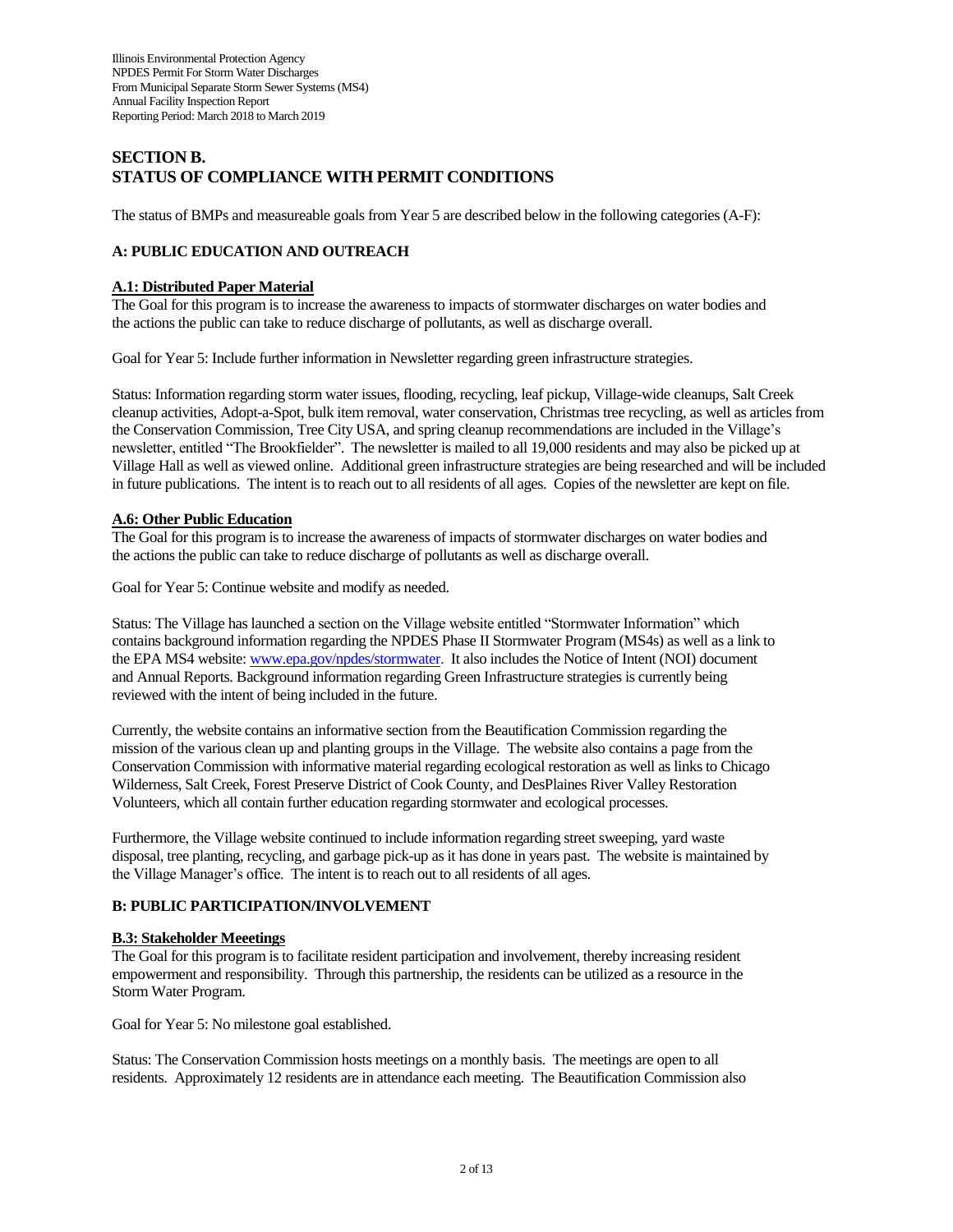## SECTION B.
## STATUS OF COMPLIANCE WITH PERMIT CONDITIONS

The status of BMPs and measureable goals from Year 5 are described below in the following categories (A-F):

### A: PUBLIC EDUCATION AND OUTREACH

#### A.1: Distributed Paper Material

The Goal for this program is to increase the awareness to impacts of stormwater discharges on water bodies and the actions the public can take to reduce discharge of pollutants, as well as discharge overall.

Goal for Year 5: Include further information in Newsletter regarding green infrastructure strategies.

Status: Information regarding storm water issues, flooding, recycling, leaf pickup, Village-wide cleanups, Salt Creek cleanup activities, Adopt-a-Spot, bulk item removal, water conservation, Christmas tree recycling, as well as articles from the Conservation Commission, Tree City USA, and spring cleanup recommendations are included in the Village's newsletter, entitled "The Brookfielder". The newsletter is mailed to all 19,000 residents and may also be picked up at Village Hall as well as viewed online. Additional green infrastructure strategies are being researched and will be included in future publications. The intent is to reach out to all residents of all ages. Copies of the newsletter are kept on file.

#### A.6: Other Public Education

The Goal for this program is to increase the awareness of impacts of stormwater discharges on water bodies and the actions the public can take to reduce discharge of pollutants as well as discharge overall.

Goal for Year 5: Continue website and modify as needed.

Status: The Village has launched a section on the Village website entitled "Stormwater Information" which contains background information regarding the NPDES Phase II Stormwater Program (MS4s) as well as a link to the EPA MS4 website: www.epa.gov/npdes/stormwater. It also includes the Notice of Intent (NOI) document and Annual Reports. Background information regarding Green Infrastructure strategies is currently being reviewed with the intent of being included in the future.

Currently, the website contains an informative section from the Beautification Commission regarding the mission of the various clean up and planting groups in the Village. The website also contains a page from the Conservation Commission with informative material regarding ecological restoration as well as links to Chicago Wilderness, Salt Creek, Forest Preserve District of Cook County, and DesPlaines River Valley Restoration Volunteers, which all contain further education regarding stormwater and ecological processes.

Furthermore, the Village website continued to include information regarding street sweeping, yard waste disposal, tree planting, recycling, and garbage pick-up as it has done in years past. The website is maintained by the Village Manager's office. The intent is to reach out to all residents of all ages.

### B: PUBLIC PARTICIPATION/INVOLVEMENT

#### B.3: Stakeholder Meeetings

The Goal for this program is to facilitate resident participation and involvement, thereby increasing resident empowerment and responsibility. Through this partnership, the residents can be utilized as a resource in the Storm Water Program.

Goal for Year 5: No milestone goal established.

Status: The Conservation Commission hosts meetings on a monthly basis. The meetings are open to all residents. Approximately 12 residents are in attendance each meeting. The Beautification Commission also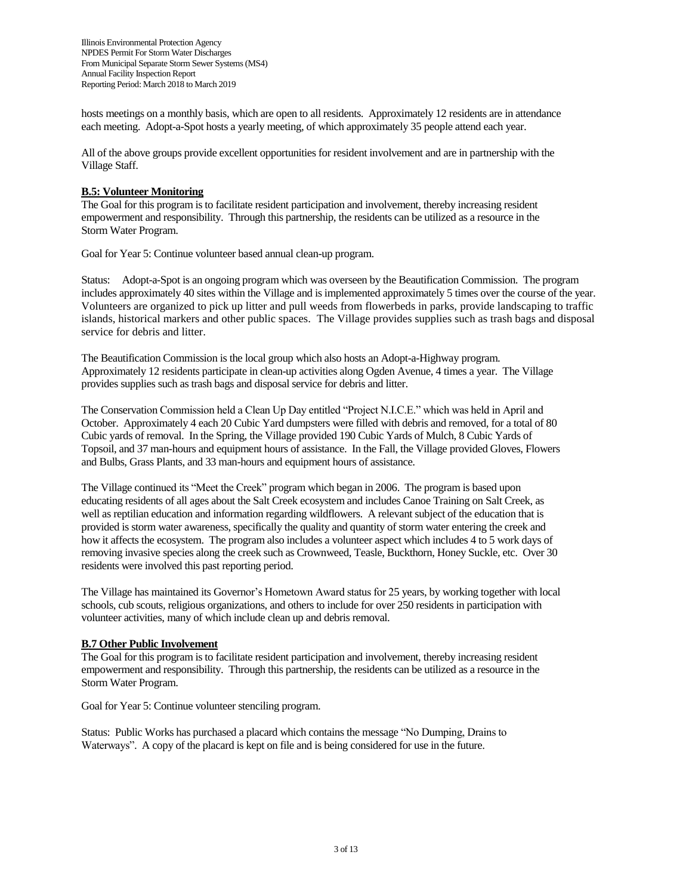hosts meetings on a monthly basis, which are open to all residents. Approximately 12 residents are in attendance each meeting. Adopt-a-Spot hosts a yearly meeting, of which approximately 35 people attend each year.

All of the above groups provide excellent opportunities for resident involvement and are in partnership with the Village Staff.

### B.5: Volunteer Monitoring

The Goal for this program is to facilitate resident participation and involvement, thereby increasing resident empowerment and responsibility. Through this partnership, the residents can be utilized as a resource in the Storm Water Program.

Goal for Year 5: Continue volunteer based annual clean-up program.

Status: Adopt-a-Spot is an ongoing program which was overseen by the Beautification Commission. The program includes approximately 40 sites within the Village and is implemented approximately 5 times over the course of the year. Volunteers are organized to pick up litter and pull weeds from flowerbeds in parks, provide landscaping to traffic islands, historical markers and other public spaces. The Village provides supplies such as trash bags and disposal service for debris and litter.

The Beautification Commission is the local group which also hosts an Adopt-a-Highway program. Approximately 12 residents participate in clean-up activities along Ogden Avenue, 4 times a year. The Village provides supplies such as trash bags and disposal service for debris and litter.

The Conservation Commission held a Clean Up Day entitled "Project N.I.C.E." which was held in April and October. Approximately 4 each 20 Cubic Yard dumpsters were filled with debris and removed, for a total of 80 Cubic yards of removal. In the Spring, the Village provided 190 Cubic Yards of Mulch, 8 Cubic Yards of Topsoil, and 37 man-hours and equipment hours of assistance. In the Fall, the Village provided Gloves, Flowers and Bulbs, Grass Plants, and 33 man-hours and equipment hours of assistance.

The Village continued its "Meet the Creek" program which began in 2006. The program is based upon educating residents of all ages about the Salt Creek ecosystem and includes Canoe Training on Salt Creek, as well as reptilian education and information regarding wildflowers. A relevant subject of the education that is provided is storm water awareness, specifically the quality and quantity of storm water entering the creek and how it affects the ecosystem. The program also includes a volunteer aspect which includes 4 to 5 work days of removing invasive species along the creek such as Crownweed, Teasle, Buckthorn, Honey Suckle, etc. Over 30 residents were involved this past reporting period.

The Village has maintained its Governor's Hometown Award status for 25 years, by working together with local schools, cub scouts, religious organizations, and others to include for over 250 residents in participation with volunteer activities, many of which include clean up and debris removal.

### B.7 Other Public Involvement

The Goal for this program is to facilitate resident participation and involvement, thereby increasing resident empowerment and responsibility. Through this partnership, the residents can be utilized as a resource in the Storm Water Program.

Goal for Year 5: Continue volunteer stenciling program.

Status: Public Works has purchased a placard which contains the message "No Dumping, Drains to Waterways". A copy of the placard is kept on file and is being considered for use in the future.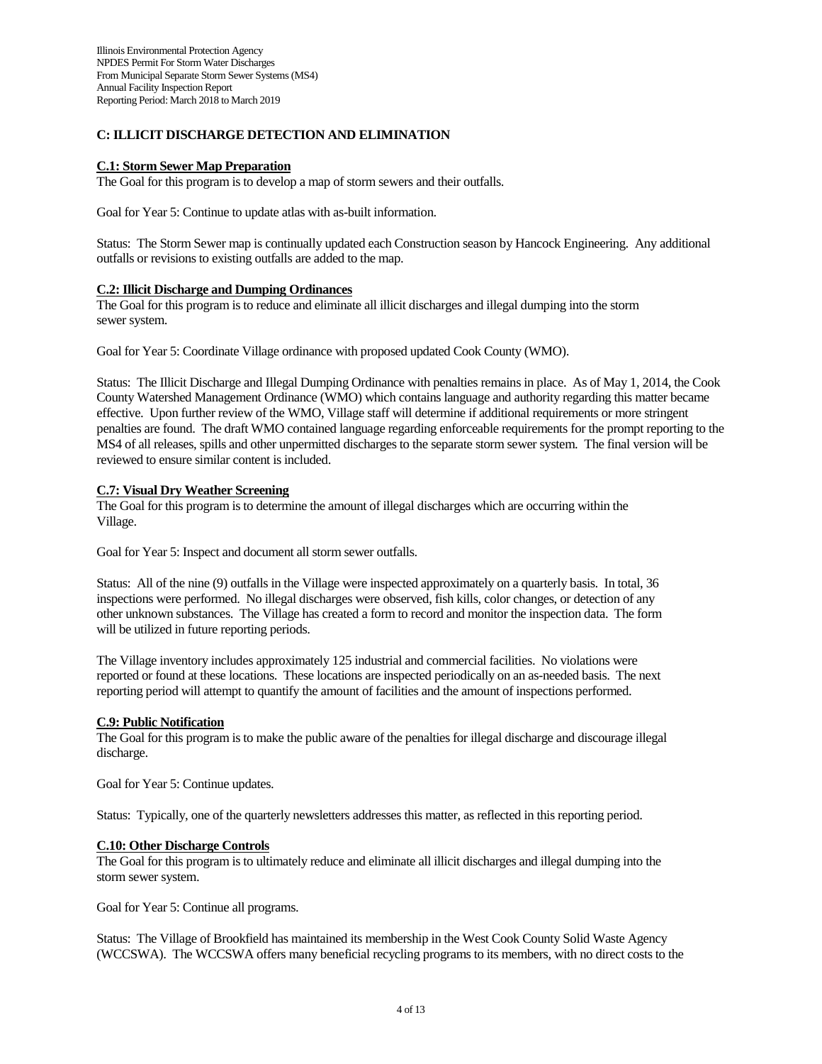## C: ILLICIT DISCHARGE DETECTION AND ELIMINATION

### C.1: Storm Sewer Map Preparation

The Goal for this program is to develop a map of storm sewers and their outfalls.

Goal for Year 5: Continue to update atlas with as-built information.

Status: The Storm Sewer map is continually updated each Construction season by Hancock Engineering. Any additional outfalls or revisions to existing outfalls are added to the map.

### C.2: Illicit Discharge and Dumping Ordinances

The Goal for this program is to reduce and eliminate all illicit discharges and illegal dumping into the storm sewer system.

Goal for Year 5: Coordinate Village ordinance with proposed updated Cook County (WMO).

Status: The Illicit Discharge and Illegal Dumping Ordinance with penalties remains in place. As of May 1, 2014, the Cook County Watershed Management Ordinance (WMO) which contains language and authority regarding this matter became effective. Upon further review of the WMO, Village staff will determine if additional requirements or more stringent penalties are found. The draft WMO contained language regarding enforceable requirements for the prompt reporting to the MS4 of all releases, spills and other unpermitted discharges to the separate storm sewer system. The final version will be reviewed to ensure similar content is included.

### C.7: Visual Dry Weather Screening

The Goal for this program is to determine the amount of illegal discharges which are occurring within the Village.

Goal for Year 5: Inspect and document all storm sewer outfalls.

Status: All of the nine (9) outfalls in the Village were inspected approximately on a quarterly basis. In total, 36 inspections were performed. No illegal discharges were observed, fish kills, color changes, or detection of any other unknown substances. The Village has created a form to record and monitor the inspection data. The form will be utilized in future reporting periods.

The Village inventory includes approximately 125 industrial and commercial facilities. No violations were reported or found at these locations. These locations are inspected periodically on an as-needed basis. The next reporting period will attempt to quantify the amount of facilities and the amount of inspections performed.

### C.9: Public Notification

The Goal for this program is to make the public aware of the penalties for illegal discharge and discourage illegal discharge.

Goal for Year 5: Continue updates.

Status: Typically, one of the quarterly newsletters addresses this matter, as reflected in this reporting period.

### C.10: Other Discharge Controls

The Goal for this program is to ultimately reduce and eliminate all illicit discharges and illegal dumping into the storm sewer system.

Goal for Year 5: Continue all programs.

Status: The Village of Brookfield has maintained its membership in the West Cook County Solid Waste Agency (WCCSWA). The WCCSWA offers many beneficial recycling programs to its members, with no direct costs to the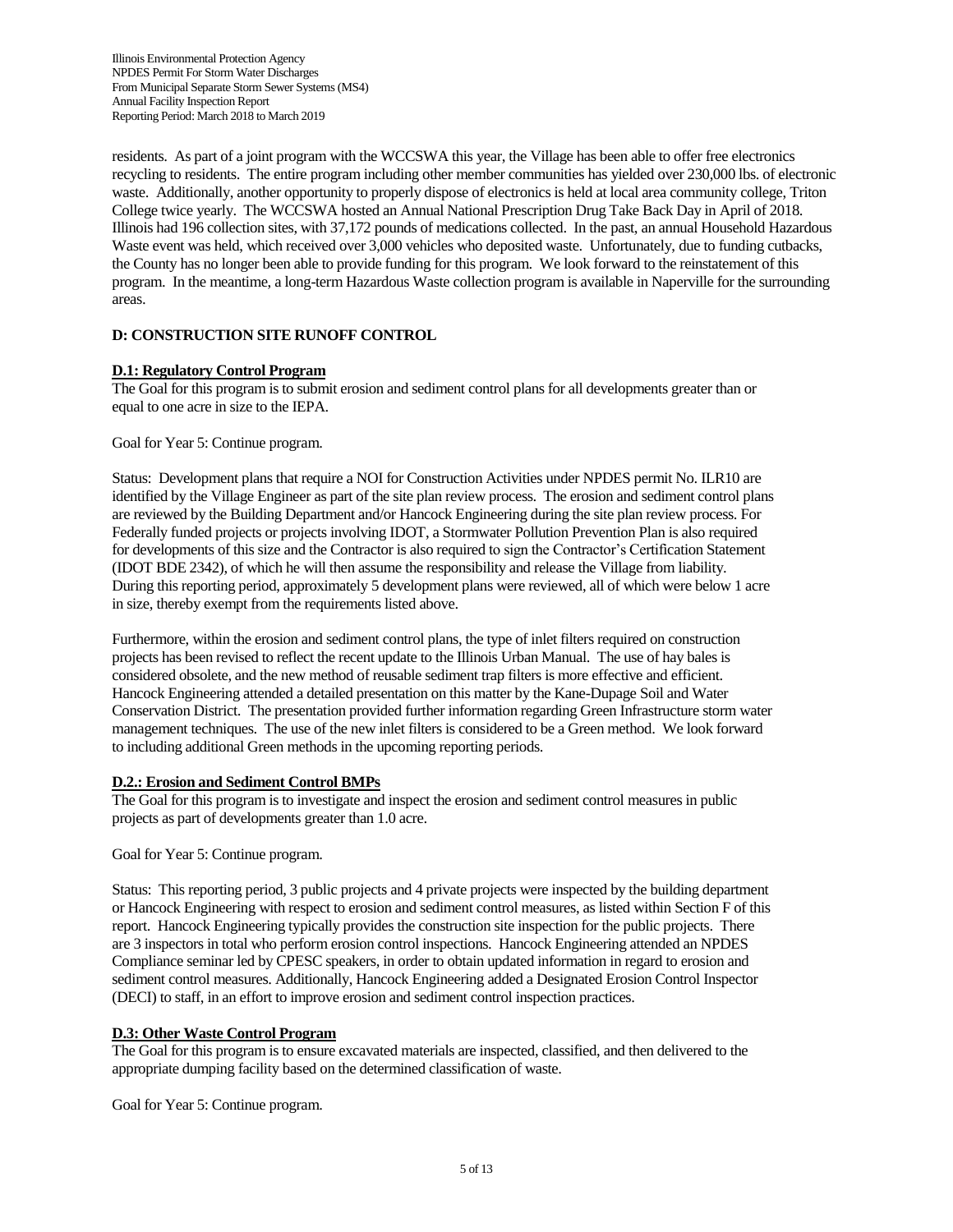residents. As part of a joint program with the WCCSWA this year, the Village has been able to offer free electronics recycling to residents. The entire program including other member communities has yielded over 230,000 lbs. of electronic waste. Additionally, another opportunity to properly dispose of electronics is held at local area community college, Triton College twice yearly. The WCCSWA hosted an Annual National Prescription Drug Take Back Day in April of 2018. Illinois had 196 collection sites, with 37,172 pounds of medications collected. In the past, an annual Household Hazardous Waste event was held, which received over 3,000 vehicles who deposited waste. Unfortunately, due to funding cutbacks, the County has no longer been able to provide funding for this program. We look forward to the reinstatement of this program. In the meantime, a long-term Hazardous Waste collection program is available in Naperville for the surrounding areas.

## D: CONSTRUCTION SITE RUNOFF CONTROL

### D.1: Regulatory Control Program

The Goal for this program is to submit erosion and sediment control plans for all developments greater than or equal to one acre in size to the IEPA.

Goal for Year 5: Continue program.

Status: Development plans that require a NOI for Construction Activities under NPDES permit No. ILR10 are identified by the Village Engineer as part of the site plan review process. The erosion and sediment control plans are reviewed by the Building Department and/or Hancock Engineering during the site plan review process. For Federally funded projects or projects involving IDOT, a Stormwater Pollution Prevention Plan is also required for developments of this size and the Contractor is also required to sign the Contractor's Certification Statement (IDOT BDE 2342), of which he will then assume the responsibility and release the Village from liability. During this reporting period, approximately 5 development plans were reviewed, all of which were below 1 acre in size, thereby exempt from the requirements listed above.

Furthermore, within the erosion and sediment control plans, the type of inlet filters required on construction projects has been revised to reflect the recent update to the Illinois Urban Manual. The use of hay bales is considered obsolete, and the new method of reusable sediment trap filters is more effective and efficient. Hancock Engineering attended a detailed presentation on this matter by the Kane-Dupage Soil and Water Conservation District. The presentation provided further information regarding Green Infrastructure storm water management techniques. The use of the new inlet filters is considered to be a Green method. We look forward to including additional Green methods in the upcoming reporting periods.

### D.2.: Erosion and Sediment Control BMPs

The Goal for this program is to investigate and inspect the erosion and sediment control measures in public projects as part of developments greater than 1.0 acre.

Goal for Year 5: Continue program.

Status: This reporting period, 3 public projects and 4 private projects were inspected by the building department or Hancock Engineering with respect to erosion and sediment control measures, as listed within Section F of this report. Hancock Engineering typically provides the construction site inspection for the public projects. There are 3 inspectors in total who perform erosion control inspections. Hancock Engineering attended an NPDES Compliance seminar led by CPESC speakers, in order to obtain updated information in regard to erosion and sediment control measures. Additionally, Hancock Engineering added a Designated Erosion Control Inspector (DECI) to staff, in an effort to improve erosion and sediment control inspection practices.

### D.3: Other Waste Control Program

The Goal for this program is to ensure excavated materials are inspected, classified, and then delivered to the appropriate dumping facility based on the determined classification of waste.

Goal for Year 5: Continue program.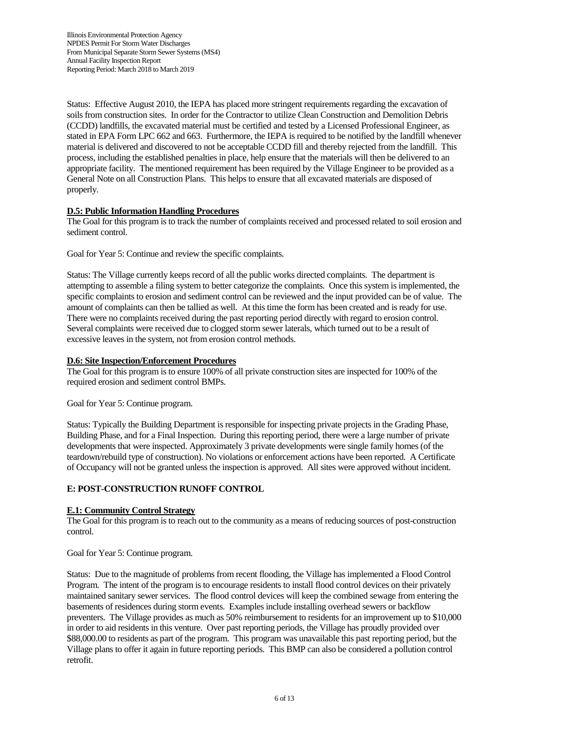Status: Effective August 2010, the IEPA has placed more stringent requirements regarding the excavation of soils from construction sites. In order for the Contractor to utilize Clean Construction and Demolition Debris (CCDD) landfills, the excavated material must be certified and tested by a Licensed Professional Engineer, as stated in EPA Form LPC 662 and 663. Furthermore, the IEPA is required to be notified by the landfill whenever material is delivered and discovered to not be acceptable CCDD fill and thereby rejected from the landfill. This process, including the established penalties in place, help ensure that the materials will then be delivered to an appropriate facility. The mentioned requirement has been required by the Village Engineer to be provided as a General Note on all Construction Plans. This helps to ensure that all excavated materials are disposed of properly.

**D.5: Public Information Handling Procedures**

The Goal for this program is to track the number of complaints received and processed related to soil erosion and sediment control.

Goal for Year 5: Continue and review the specific complaints.

Status: The Village currently keeps record of all the public works directed complaints. The department is attempting to assemble a filing system to better categorize the complaints. Once this system is implemented, the specific complaints to erosion and sediment control can be reviewed and the input provided can be of value. The amount of complaints can then be tallied as well. At this time the form has been created and is ready for use. There were no complaints received during the past reporting period directly with regard to erosion control. Several complaints were received due to clogged storm sewer laterals, which turned out to be a result of excessive leaves in the system, not from erosion control methods.

**D.6: Site Inspection/Enforcement Procedures**

The Goal for this program is to ensure 100% of all private construction sites are inspected for 100% of the required erosion and sediment control BMPs.

Goal for Year 5: Continue program.

Status: Typically the Building Department is responsible for inspecting private projects in the Grading Phase, Building Phase, and for a Final Inspection. During this reporting period, there were a large number of private developments that were inspected. Approximately 3 private developments were single family homes (of the teardown/rebuild type of construction). No violations or enforcement actions have been reported. A Certificate of Occupancy will not be granted unless the inspection is approved. All sites were approved without incident.

## E: POST-CONSTRUCTION RUNOFF CONTROL

**E.1: Community Control Strategy**

The Goal for this program is to reach out to the community as a means of reducing sources of post-construction control.

Goal for Year 5: Continue program.

Status: Due to the magnitude of problems from recent flooding, the Village has implemented a Flood Control Program. The intent of the program is to encourage residents to install flood control devices on their privately maintained sanitary sewer services. The flood control devices will keep the combined sewage from entering the basements of residences during storm events. Examples include installing overhead sewers or backflow preventers. The Village provides as much as 50% reimbursement to residents for an improvement up to $10,000 in order to aid residents in this venture. Over past reporting periods, the Village has proudly provided over $88,000.00 to residents as part of the program. This program was unavailable this past reporting period, but the Village plans to offer it again in future reporting periods. This BMP can also be considered a pollution control retrofit.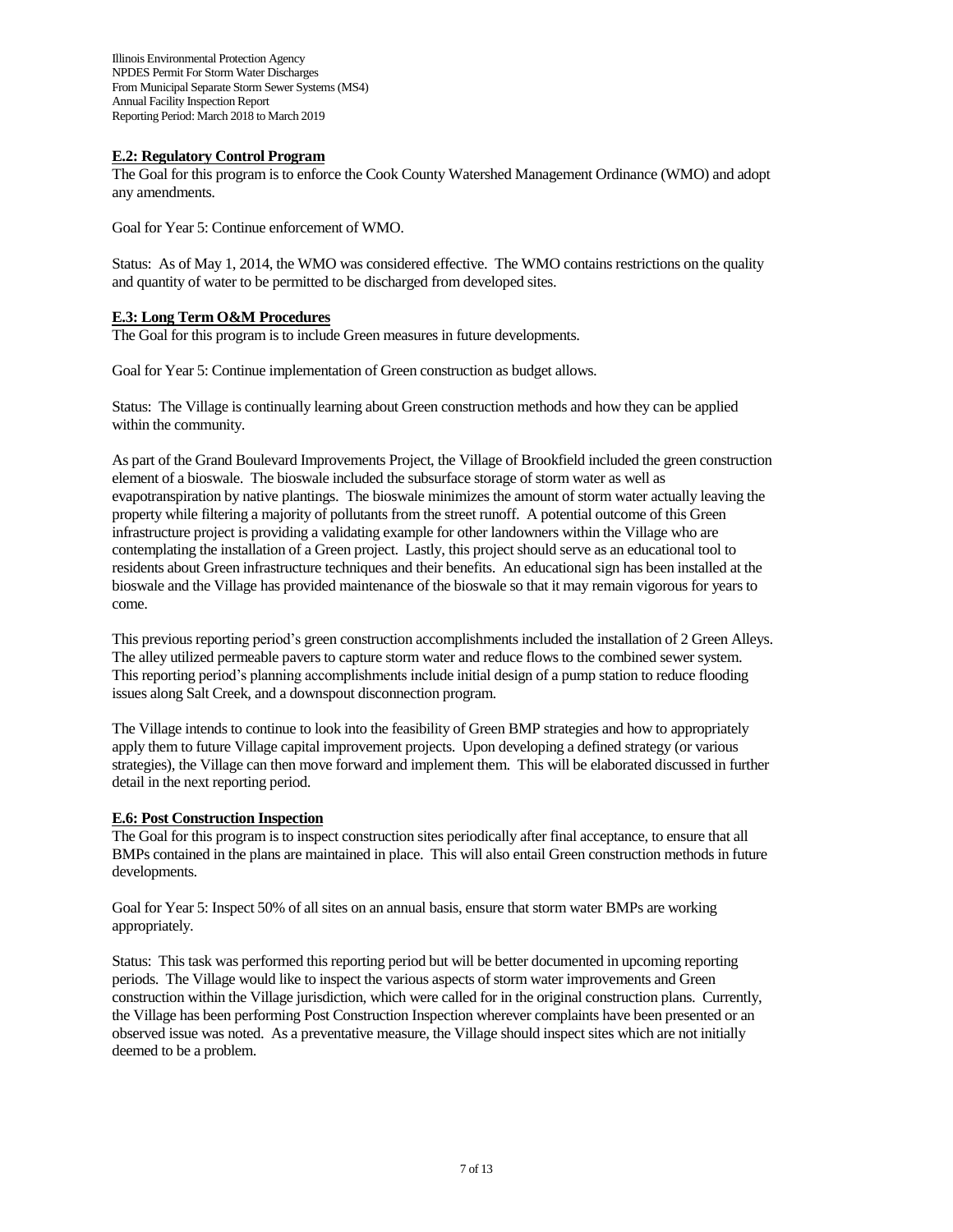**E.2: Regulatory Control Program**

The Goal for this program is to enforce the Cook County Watershed Management Ordinance (WMO) and adopt any amendments.

Goal for Year 5: Continue enforcement of WMO.

Status: As of May 1, 2014, the WMO was considered effective. The WMO contains restrictions on the quality and quantity of water to be permitted to be discharged from developed sites.

**E.3: Long Term O&M Procedures**

The Goal for this program is to include Green measures in future developments.

Goal for Year 5: Continue implementation of Green construction as budget allows.

Status: The Village is continually learning about Green construction methods and how they can be applied within the community.

As part of the Grand Boulevard Improvements Project, the Village of Brookfield included the green construction element of a bioswale. The bioswale included the subsurface storage of storm water as well as evapotranspiration by native plantings. The bioswale minimizes the amount of storm water actually leaving the property while filtering a majority of pollutants from the street runoff. A potential outcome of this Green infrastructure project is providing a validating example for other landowners within the Village who are contemplating the installation of a Green project. Lastly, this project should serve as an educational tool to residents about Green infrastructure techniques and their benefits. An educational sign has been installed at the bioswale and the Village has provided maintenance of the bioswale so that it may remain vigorous for years to come.

This previous reporting period's green construction accomplishments included the installation of 2 Green Alleys. The alley utilized permeable pavers to capture storm water and reduce flows to the combined sewer system. This reporting period's planning accomplishments include initial design of a pump station to reduce flooding issues along Salt Creek, and a downspout disconnection program.

The Village intends to continue to look into the feasibility of Green BMP strategies and how to appropriately apply them to future Village capital improvement projects. Upon developing a defined strategy (or various strategies), the Village can then move forward and implement them. This will be elaborated discussed in further detail in the next reporting period.

**E.6: Post Construction Inspection**

The Goal for this program is to inspect construction sites periodically after final acceptance, to ensure that all BMPs contained in the plans are maintained in place. This will also entail Green construction methods in future developments.

Goal for Year 5: Inspect 50% of all sites on an annual basis, ensure that storm water BMPs are working appropriately.

Status: This task was performed this reporting period but will be better documented in upcoming reporting periods. The Village would like to inspect the various aspects of storm water improvements and Green construction within the Village jurisdiction, which were called for in the original construction plans. Currently, the Village has been performing Post Construction Inspection wherever complaints have been presented or an observed issue was noted. As a preventative measure, the Village should inspect sites which are not initially deemed to be a problem.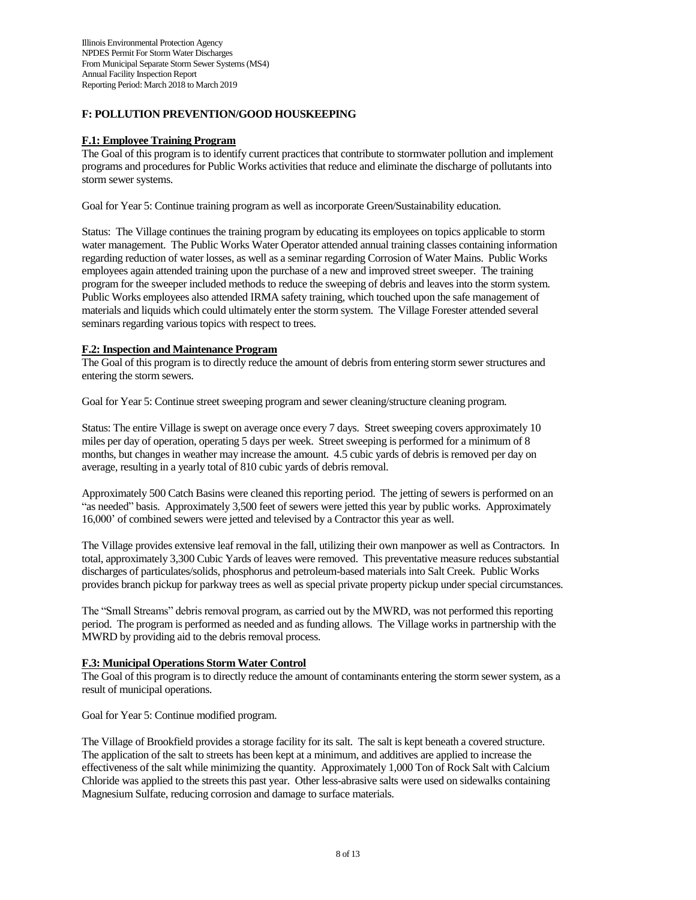## F: POLLUTION PREVENTION/GOOD HOUSKEEPING

### F.1: Employee Training Program

The Goal of this program is to identify current practices that contribute to stormwater pollution and implement programs and procedures for Public Works activities that reduce and eliminate the discharge of pollutants into storm sewer systems.

Goal for Year 5: Continue training program as well as incorporate Green/Sustainability education.

Status: The Village continues the training program by educating its employees on topics applicable to storm water management. The Public Works Water Operator attended annual training classes containing information regarding reduction of water losses, as well as a seminar regarding Corrosion of Water Mains. Public Works employees again attended training upon the purchase of a new and improved street sweeper. The training program for the sweeper included methods to reduce the sweeping of debris and leaves into the storm system. Public Works employees also attended IRMA safety training, which touched upon the safe management of materials and liquids which could ultimately enter the storm system. The Village Forester attended several seminars regarding various topics with respect to trees.

### F.2: Inspection and Maintenance Program

The Goal of this program is to directly reduce the amount of debris from entering storm sewer structures and entering the storm sewers.

Goal for Year 5: Continue street sweeping program and sewer cleaning/structure cleaning program.

Status: The entire Village is swept on average once every 7 days. Street sweeping covers approximately 10 miles per day of operation, operating 5 days per week. Street sweeping is performed for a minimum of 8 months, but changes in weather may increase the amount. 4.5 cubic yards of debris is removed per day on average, resulting in a yearly total of 810 cubic yards of debris removal.

Approximately 500 Catch Basins were cleaned this reporting period. The jetting of sewers is performed on an "as needed" basis. Approximately 3,500 feet of sewers were jetted this year by public works. Approximately 16,000' of combined sewers were jetted and televised by a Contractor this year as well.

The Village provides extensive leaf removal in the fall, utilizing their own manpower as well as Contractors. In total, approximately 3,300 Cubic Yards of leaves were removed. This preventative measure reduces substantial discharges of particulates/solids, phosphorus and petroleum-based materials into Salt Creek. Public Works provides branch pickup for parkway trees as well as special private property pickup under special circumstances.

The "Small Streams" debris removal program, as carried out by the MWRD, was not performed this reporting period. The program is performed as needed and as funding allows. The Village works in partnership with the MWRD by providing aid to the debris removal process.

### F.3: Municipal Operations Storm Water Control

The Goal of this program is to directly reduce the amount of contaminants entering the storm sewer system, as a result of municipal operations.

Goal for Year 5: Continue modified program.

The Village of Brookfield provides a storage facility for its salt. The salt is kept beneath a covered structure. The application of the salt to streets has been kept at a minimum, and additives are applied to increase the effectiveness of the salt while minimizing the quantity. Approximately 1,000 Ton of Rock Salt with Calcium Chloride was applied to the streets this past year. Other less-abrasive salts were used on sidewalks containing Magnesium Sulfate, reducing corrosion and damage to surface materials.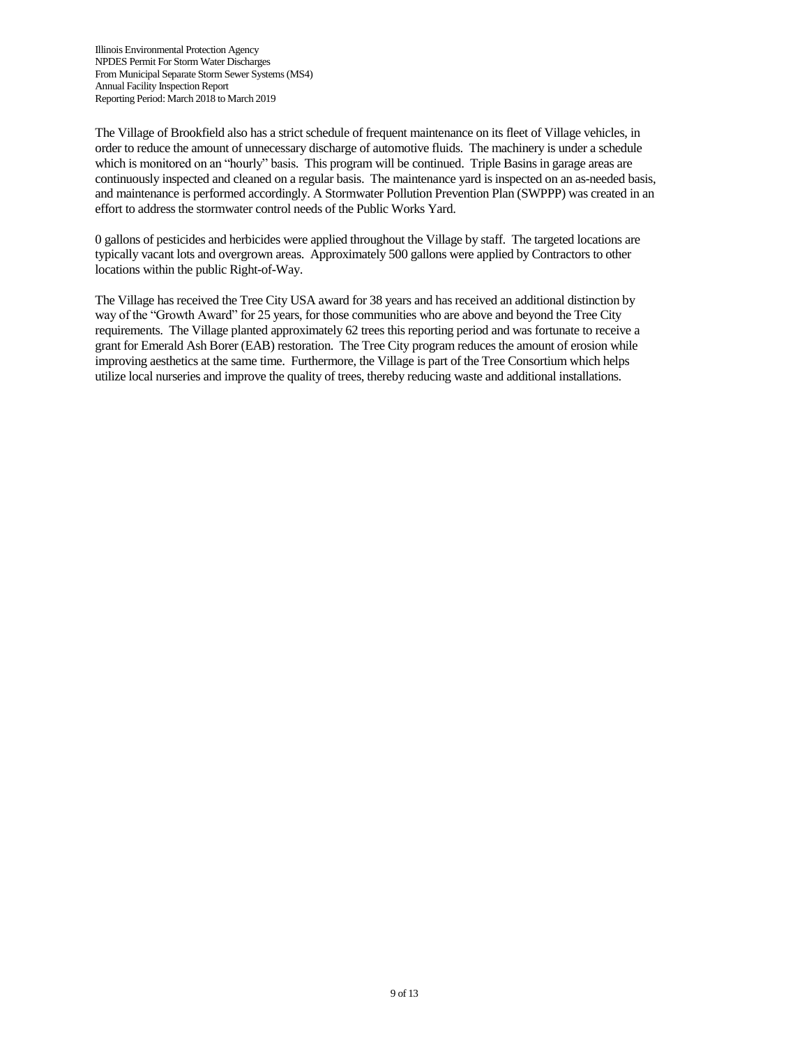The Village of Brookfield also has a strict schedule of frequent maintenance on its fleet of Village vehicles, in order to reduce the amount of unnecessary discharge of automotive fluids. The machinery is under a schedule which is monitored on an "hourly" basis. This program will be continued. Triple Basins in garage areas are continuously inspected and cleaned on a regular basis. The maintenance yard is inspected on an as-needed basis, and maintenance is performed accordingly. A Stormwater Pollution Prevention Plan (SWPPP) was created in an effort to address the stormwater control needs of the Public Works Yard.

0 gallons of pesticides and herbicides were applied throughout the Village by staff. The targeted locations are typically vacant lots and overgrown areas. Approximately 500 gallons were applied by Contractors to other locations within the public Right-of-Way.

The Village has received the Tree City USA award for 38 years and has received an additional distinction by way of the "Growth Award" for 25 years, for those communities who are above and beyond the Tree City requirements. The Village planted approximately 62 trees this reporting period and was fortunate to receive a grant for Emerald Ash Borer (EAB) restoration. The Tree City program reduces the amount of erosion while improving aesthetics at the same time. Furthermore, the Village is part of the Tree Consortium which helps utilize local nurseries and improve the quality of trees, thereby reducing waste and additional installations.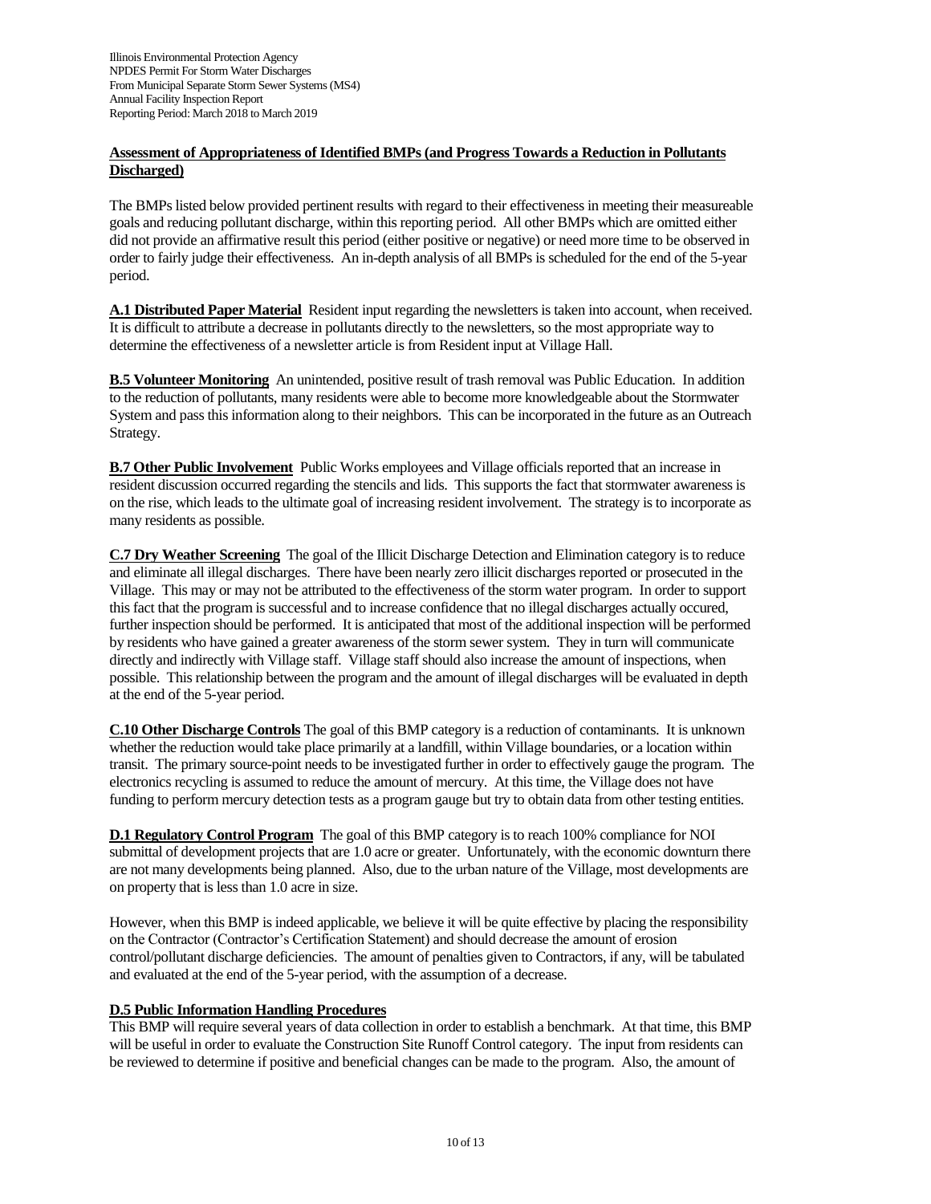**Assessment of Appropriateness of Identified BMPs (and Progress Towards a Reduction in Pollutants Discharged)**

The BMPs listed below provided pertinent results with regard to their effectiveness in meeting their measureable goals and reducing pollutant discharge, within this reporting period. All other BMPs which are omitted either did not provide an affirmative result this period (either positive or negative) or need more time to be observed in order to fairly judge their effectiveness. An in-depth analysis of all BMPs is scheduled for the end of the 5-year period.

**A.1 Distributed Paper Material** Resident input regarding the newsletters is taken into account, when received. It is difficult to attribute a decrease in pollutants directly to the newsletters, so the most appropriate way to determine the effectiveness of a newsletter article is from Resident input at Village Hall.

**B.5 Volunteer Monitoring** An unintended, positive result of trash removal was Public Education. In addition to the reduction of pollutants, many residents were able to become more knowledgeable about the Stormwater System and pass this information along to their neighbors. This can be incorporated in the future as an Outreach Strategy.

**B.7 Other Public Involvement** Public Works employees and Village officials reported that an increase in resident discussion occurred regarding the stencils and lids. This supports the fact that stormwater awareness is on the rise, which leads to the ultimate goal of increasing resident involvement. The strategy is to incorporate as many residents as possible.

**C.7 Dry Weather Screening** The goal of the Illicit Discharge Detection and Elimination category is to reduce and eliminate all illegal discharges. There have been nearly zero illicit discharges reported or prosecuted in the Village. This may or may not be attributed to the effectiveness of the storm water program. In order to support this fact that the program is successful and to increase confidence that no illegal discharges actually occured, further inspection should be performed. It is anticipated that most of the additional inspection will be performed by residents who have gained a greater awareness of the storm sewer system. They in turn will communicate directly and indirectly with Village staff. Village staff should also increase the amount of inspections, when possible. This relationship between the program and the amount of illegal discharges will be evaluated in depth at the end of the 5-year period.

**C.10 Other Discharge Controls** The goal of this BMP category is a reduction of contaminants. It is unknown whether the reduction would take place primarily at a landfill, within Village boundaries, or a location within transit. The primary source-point needs to be investigated further in order to effectively gauge the program. The electronics recycling is assumed to reduce the amount of mercury. At this time, the Village does not have funding to perform mercury detection tests as a program gauge but try to obtain data from other testing entities.

**D.1 Regulatory Control Program** The goal of this BMP category is to reach 100% compliance for NOI submittal of development projects that are 1.0 acre or greater. Unfortunately, with the economic downturn there are not many developments being planned. Also, due to the urban nature of the Village, most developments are on property that is less than 1.0 acre in size.

However, when this BMP is indeed applicable, we believe it will be quite effective by placing the responsibility on the Contractor (Contractor's Certification Statement) and should decrease the amount of erosion control/pollutant discharge deficiencies. The amount of penalties given to Contractors, if any, will be tabulated and evaluated at the end of the 5-year period, with the assumption of a decrease.

**D.5 Public Information Handling Procedures**

This BMP will require several years of data collection in order to establish a benchmark. At that time, this BMP will be useful in order to evaluate the Construction Site Runoff Control category. The input from residents can be reviewed to determine if positive and beneficial changes can be made to the program. Also, the amount of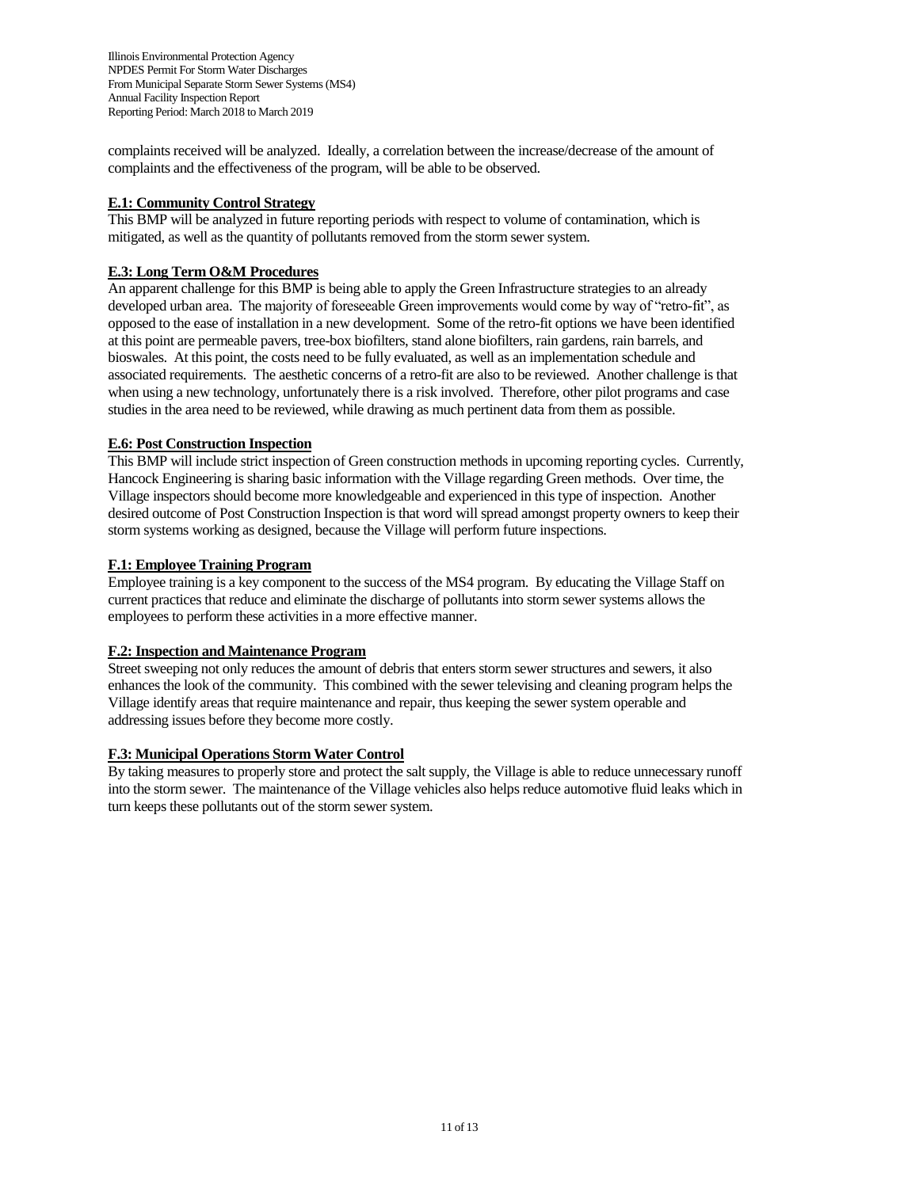complaints received will be analyzed. Ideally, a correlation between the increase/decrease of the amount of complaints and the effectiveness of the program, will be able to be observed.

**E.1: Community Control Strategy**

This BMP will be analyzed in future reporting periods with respect to volume of contamination, which is mitigated, as well as the quantity of pollutants removed from the storm sewer system.

**E.3: Long Term O&M Procedures**

An apparent challenge for this BMP is being able to apply the Green Infrastructure strategies to an already developed urban area. The majority of foreseeable Green improvements would come by way of "retro-fit", as opposed to the ease of installation in a new development. Some of the retro-fit options we have been identified at this point are permeable pavers, tree-box biofilters, stand alone biofilters, rain gardens, rain barrels, and bioswales. At this point, the costs need to be fully evaluated, as well as an implementation schedule and associated requirements. The aesthetic concerns of a retro-fit are also to be reviewed. Another challenge is that when using a new technology, unfortunately there is a risk involved. Therefore, other pilot programs and case studies in the area need to be reviewed, while drawing as much pertinent data from them as possible.

**E.6: Post Construction Inspection**

This BMP will include strict inspection of Green construction methods in upcoming reporting cycles. Currently, Hancock Engineering is sharing basic information with the Village regarding Green methods. Over time, the Village inspectors should become more knowledgeable and experienced in this type of inspection. Another desired outcome of Post Construction Inspection is that word will spread amongst property owners to keep their storm systems working as designed, because the Village will perform future inspections.

**F.1: Employee Training Program**

Employee training is a key component to the success of the MS4 program. By educating the Village Staff on current practices that reduce and eliminate the discharge of pollutants into storm sewer systems allows the employees to perform these activities in a more effective manner.

**F.2: Inspection and Maintenance Program**

Street sweeping not only reduces the amount of debris that enters storm sewer structures and sewers, it also enhances the look of the community. This combined with the sewer televising and cleaning program helps the Village identify areas that require maintenance and repair, thus keeping the sewer system operable and addressing issues before they become more costly.

**F.3: Municipal Operations Storm Water Control**

By taking measures to properly store and protect the salt supply, the Village is able to reduce unnecessary runoff into the storm sewer. The maintenance of the Village vehicles also helps reduce automotive fluid leaks which in turn keeps these pollutants out of the storm sewer system.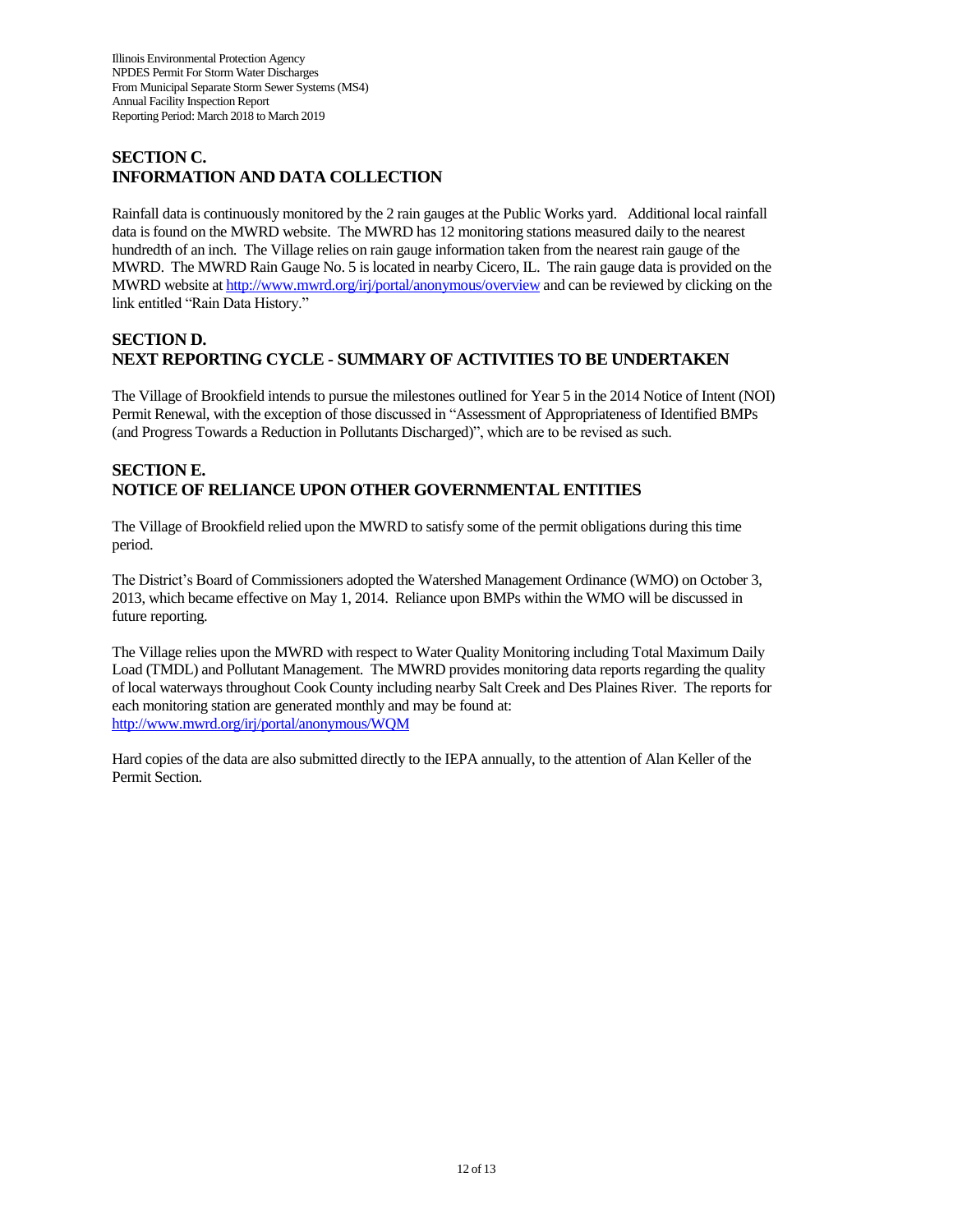## SECTION C.
## INFORMATION AND DATA COLLECTION

Rainfall data is continuously monitored by the 2 rain gauges at the Public Works yard. Additional local rainfall data is found on the MWRD website. The MWRD has 12 monitoring stations measured daily to the nearest hundredth of an inch. The Village relies on rain gauge information taken from the nearest rain gauge of the MWRD. The MWRD Rain Gauge No. 5 is located in nearby Cicero, IL. The rain gauge data is provided on the MWRD website at http://www.mwrd.org/irj/portal/anonymous/overview and can be reviewed by clicking on the link entitled "Rain Data History."

## SECTION D.
## NEXT REPORTING CYCLE - SUMMARY OF ACTIVITIES TO BE UNDERTAKEN

The Village of Brookfield intends to pursue the milestones outlined for Year 5 in the 2014 Notice of Intent (NOI) Permit Renewal, with the exception of those discussed in "Assessment of Appropriateness of Identified BMPs (and Progress Towards a Reduction in Pollutants Discharged)", which are to be revised as such.

## SECTION E.
## NOTICE OF RELIANCE UPON OTHER GOVERNMENTAL ENTITIES

The Village of Brookfield relied upon the MWRD to satisfy some of the permit obligations during this time period.

The District's Board of Commissioners adopted the Watershed Management Ordinance (WMO) on October 3, 2013, which became effective on May 1, 2014. Reliance upon BMPs within the WMO will be discussed in future reporting.

The Village relies upon the MWRD with respect to Water Quality Monitoring including Total Maximum Daily Load (TMDL) and Pollutant Management. The MWRD provides monitoring data reports regarding the quality of local waterways throughout Cook County including nearby Salt Creek and Des Plaines River. The reports for each monitoring station are generated monthly and may be found at:
http://www.mwrd.org/irj/portal/anonymous/WQM

Hard copies of the data are also submitted directly to the IEPA annually, to the attention of Alan Keller of the Permit Section.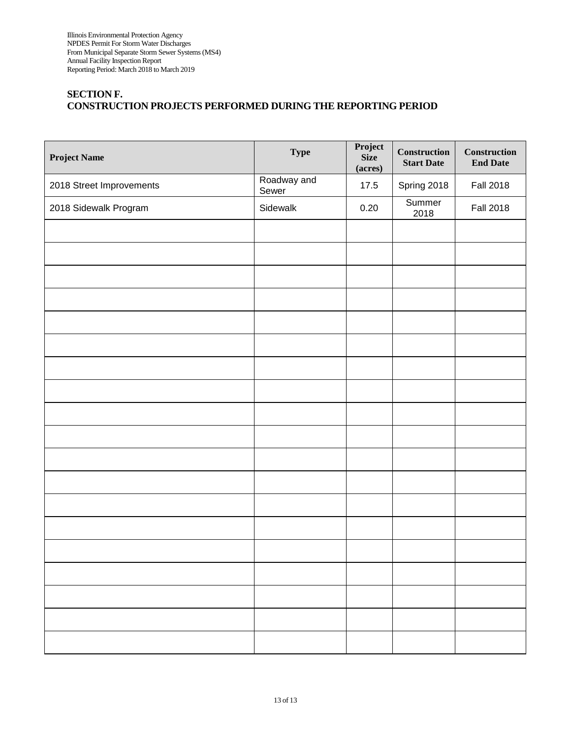## SECTION F.
## CONSTRUCTION PROJECTS PERFORMED DURING THE REPORTING PERIOD

| Project Name | Type | Project Size (acres) | Construction Start Date | Construction End Date |
|---|---|---|---|---|
| 2018 Street Improvements | Roadway and Sewer | 17.5 | Spring 2018 | Fall 2018 |
| 2018 Sidewalk Program | Sidewalk | 0.20 | Summer 2018 | Fall 2018 |
| | | | | |
| | | | | |
| | | | | |
| | | | | |
| | | | | |
| | | | | |
| | | | | |
| | | | | |
| | | | | |
| | | | | |
| | | | | |
| | | | | |
| | | | | |
| | | | | |
| | | | | |
| | | | | |
| | | | | |
| | | | | |
| | | | | |